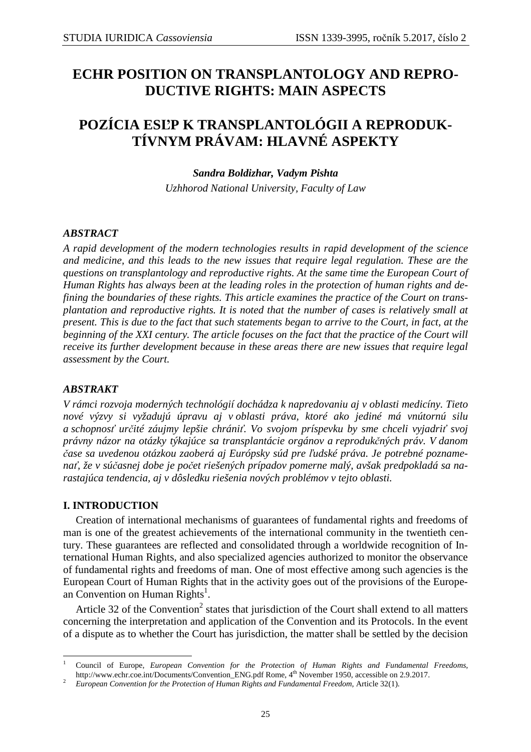# ECHR POSITION ON TRANSPLANTOLOGY AND REPRODUCTIVE RIGHTS: MAIN ASPECTS

# POZÍCIA ESĽP K TRANSPLANTOLÓGII A REPRODUKTÍVNYM PRÁVAM: HLAVNÉ ASPEKTY

***Sandra Boldizhar, Vadym Pishta***

*Uzhhorod National University, Faculty of Law*

### *ABSTRACT*

*A rapid development of the modern technologies results in rapid development of the science and medicine, and this leads to the new issues that require legal regulation. These are the questions on transplantology and reproductive rights. At the same time the European Court of Human Rights has always been at the leading roles in the protection of human rights and defining the boundaries of these rights. This article examines the practice of the Court on transplantation and reproductive rights. It is noted that the number of cases is relatively small at present. This is due to the fact that such statements began to arrive to the Court, in fact, at the beginning of the XXI century. The article focuses on the fact that the practice of the Court will receive its further development because in these areas there are new issues that require legal assessment by the Court.*

### *ABSTRAKT*

*V rámci rozvoja moderných technológií dochádza k napredovaniu aj v oblasti medicíny. Tieto nové výzvy si vyžadujú úpravu aj v oblasti práva, ktoré ako jediné má vnútornú silu a schopnosť určité záujmy lepšie chrániť. Vo svojom príspevku by sme chceli vyjadriť svoj právny názor na otázky týkajúce sa transplantácie orgánov a reprodukčných práv. V danom čase sa uvedenou otázkou zaoberá aj Európsky súd pre ľudské práva. Je potrebné poznamenať, že v súčasnej dobe je počet riešených prípadov pomerne malý, avšak predpokladá sa narastajúca tendencia, aj v dôsledku riešenia nových problémov v tejto oblasti.*

## I. INTRODUCTION

Creation of international mechanisms of guarantees of fundamental rights and freedoms of man is one of the greatest achievements of the international community in the twentieth century. These guarantees are reflected and consolidated through a worldwide recognition of International Human Rights, and also specialized agencies authorized to monitor the observance of fundamental rights and freedoms of man. One of most effective among such agencies is the European Court of Human Rights that in the activity goes out of the provisions of the European Convention on Human Rights[1].

Article 32 of the Convention[2] states that jurisdiction of the Court shall extend to all matters concerning the interpretation and application of the Convention and its Protocols. In the event of a dispute as to whether the Court has jurisdiction, the matter shall be settled by the decision

---

[1] Council of Europe, *European Convention for the Protection of Human Rights and Fundamental Freedoms,* http://www.echr.coe.int/Documents/Convention_ENG.pdf Rome, 4th November 1950, accessible on 2.9.2017.

[2] *European Convention for the Protection of Human Rights and Fundamental Freedom,* Article 32(1).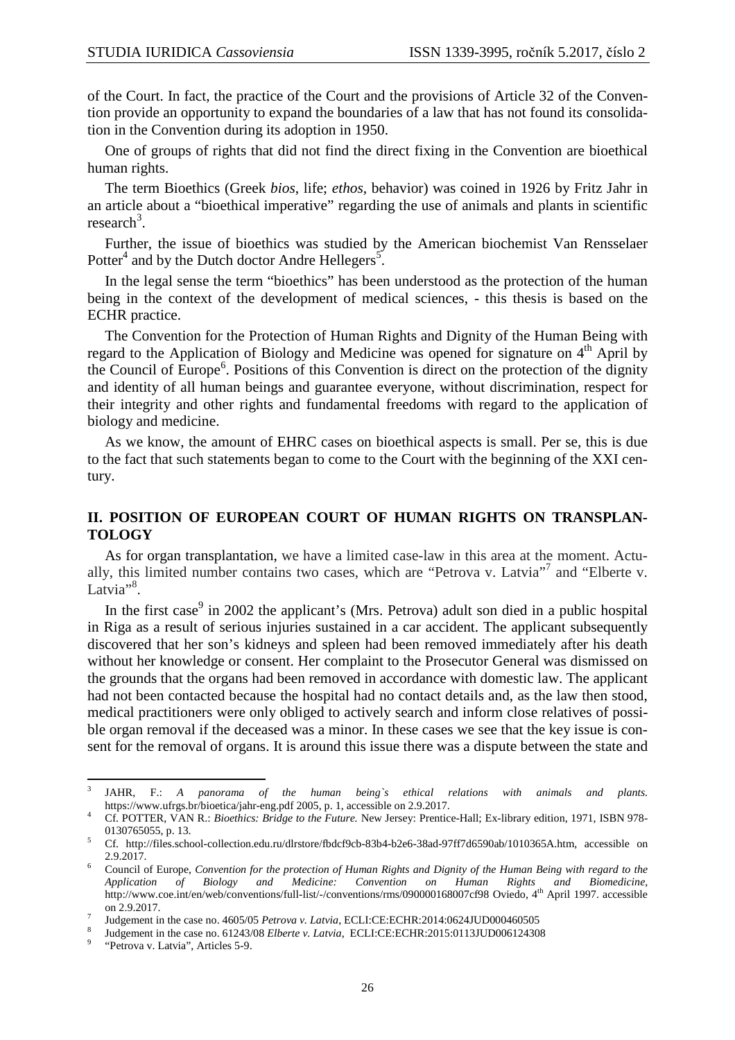of the Court. In fact, the practice of the Court and the provisions of Article 32 of the Convention provide an opportunity to expand the boundaries of a law that has not found its consolidation in the Convention during its adoption in 1950.

One of groups of rights that did not find the direct fixing in the Convention are bioethical human rights.

The term Bioethics (Greek *bios*, life; *ethos*, behavior) was coined in 1926 by Fritz Jahr in an article about a "bioethical imperative" regarding the use of animals and plants in scientific research[3].

Further, the issue of bioethics was studied by the American biochemist Van Rensselaer Potter[4] and by the Dutch doctor Andre Hellegers[5].

In the legal sense the term "bioethics" has been understood as the protection of the human being in the context of the development of medical sciences, - this thesis is based on the ECHR practice.

The Convention for the Protection of Human Rights and Dignity of the Human Being with regard to the Application of Biology and Medicine was opened for signature on 4th April by the Council of Europe[6]. Positions of this Convention is direct on the protection of the dignity and identity of all human beings and guarantee everyone, without discrimination, respect for their integrity and other rights and fundamental freedoms with regard to the application of biology and medicine.

As we know, the amount of EHRC cases on bioethical aspects is small. Per se, this is due to the fact that such statements began to come to the Court with the beginning of the XXI century.

## II. POSITION OF EUROPEAN COURT OF HUMAN RIGHTS ON TRANSPLANTOLOGY

As for organ transplantation, we have a limited case-law in this area at the moment. Actually, this limited number contains two cases, which are "Petrova v. Latvia"[7] and "Elberte v. Latvia"[8].

In the first case[9] in 2002 the applicant's (Mrs. Petrova) adult son died in a public hospital in Riga as a result of serious injuries sustained in a car accident. The applicant subsequently discovered that her son's kidneys and spleen had been removed immediately after his death without her knowledge or consent. Her complaint to the Prosecutor General was dismissed on the grounds that the organs had been removed in accordance with domestic law. The applicant had not been contacted because the hospital had no contact details and, as the law then stood, medical practitioners were only obliged to actively search and inform close relatives of possible organ removal if the deceased was a minor. In these cases we see that the key issue is consent for the removal of organs. It is around this issue there was a dispute between the state and

---

[3] JAHR, F.: *A panorama of the human being`s ethical relations with animals and plants.* https://www.ufrgs.br/bioetica/jahr-eng.pdf 2005, p. 1, accessible on 2.9.2017.

[4] Cf. POTTER, VAN R.: *Bioethics: Bridge to the Future.* New Jersey: Prentice-Hall; Ex-library edition, 1971, ISBN 978-0130765055, p. 13.

[5] Cf. http://files.school-collection.edu.ru/dlrstore/fbdcf9cb-83b4-b2e6-38ad-97ff7d6590ab/1010365A.htm, accessible on 2.9.2017.

[6] Council of Europe, *Convention for the protection of Human Rights and Dignity of the Human Being with regard to the Application of Biology and Medicine: Convention on Human Rights and Biomedicine*, http://www.coe.int/en/web/conventions/full-list/-/conventions/rms/090000168007cf98 Oviedo, 4th April 1997. accessible on 2.9.2017.

[7] Judgement in the case no. 4605/05 *Petrova v. Latvia*, ECLI:CE:ECHR:2014:0624JUD000460505

[8] Judgement in the case no. 61243/08 *Elberte v. Latvia*, ECLI:CE:ECHR:2015:0113JUD006124308

[9] "Petrova v. Latvia", Articles 5-9.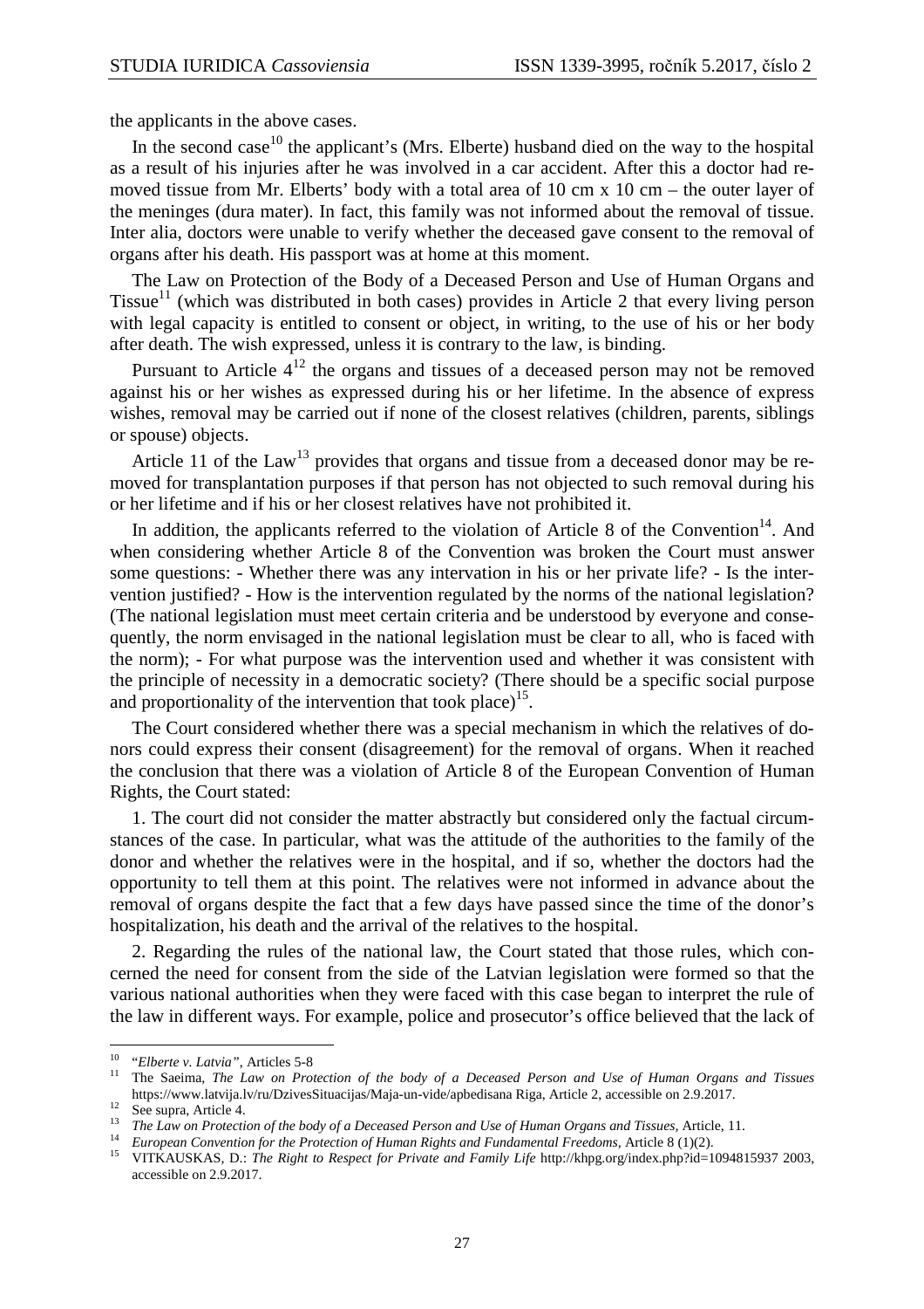the applicants in the above cases.

In the second case[10] the applicant's (Mrs. Elberte) husband died on the way to the hospital as a result of his injuries after he was involved in a car accident. After this a doctor had removed tissue from Mr. Elberts' body with a total area of 10 cm x 10 cm – the outer layer of the meninges (dura mater). In fact, this family was not informed about the removal of tissue. Inter alia, doctors were unable to verify whether the deceased gave consent to the removal of organs after his death. His passport was at home at this moment.

The Law on Protection of the Body of a Deceased Person and Use of Human Organs and Tissue[11] (which was distributed in both cases) provides in Article 2 that every living person with legal capacity is entitled to consent or object, in writing, to the use of his or her body after death. The wish expressed, unless it is contrary to the law, is binding.

Pursuant to Article 4[12] the organs and tissues of a deceased person may not be removed against his or her wishes as expressed during his or her lifetime. In the absence of express wishes, removal may be carried out if none of the closest relatives (children, parents, siblings or spouse) objects.

Article 11 of the Law[13] provides that organs and tissue from a deceased donor may be removed for transplantation purposes if that person has not objected to such removal during his or her lifetime and if his or her closest relatives have not prohibited it.

In addition, the applicants referred to the violation of Article 8 of the Convention[14]. And when considering whether Article 8 of the Convention was broken the Court must answer some questions: - Whether there was any intervation in his or her private life? - Is the intervention justified? - How is the intervention regulated by the norms of the national legislation? (The national legislation must meet certain criteria and be understood by everyone and consequently, the norm envisaged in the national legislation must be clear to all, who is faced with the norm); - For what purpose was the intervention used and whether it was consistent with the principle of necessity in a democratic society? (There should be a specific social purpose and proportionality of the intervention that took place)[15].

The Court considered whether there was a special mechanism in which the relatives of donors could express their consent (disagreement) for the removal of organs. When it reached the conclusion that there was a violation of Article 8 of the European Convention of Human Rights, the Court stated:

1. The court did not consider the matter abstractly but considered only the factual circumstances of the case. In particular, what was the attitude of the authorities to the family of the donor and whether the relatives were in the hospital, and if so, whether the doctors had the opportunity to tell them at this point. The relatives were not informed in advance about the removal of organs despite the fact that a few days have passed since the time of the donor's hospitalization, his death and the arrival of the relatives to the hospital.

2. Regarding the rules of the national law, the Court stated that those rules, which concerned the need for consent from the side of the Latvian legislation were formed so that the various national authorities when they were faced with this case began to interpret the rule of the law in different ways. For example, police and prosecutor's office believed that the lack of

---

[10] "*Elberte v. Latvia*", Articles 5-8

[11] The Saeima, *The Law on Protection of the body of a Deceased Person and Use of Human Organs and Tissues* https://www.latvija.lv/ru/DzivesSituacijas/Maja-un-vide/apbedisana Riga, Article 2, accessible on 2.9.2017.

[12] See supra, Article 4.

[13] *The Law on Protection of the body of a Deceased Person and Use of Human Organs and Tissues*, Article, 11.

[14] *European Convention for the Protection of Human Rights and Fundamental Freedoms*, Article 8 (1)(2).

[15] VITKAUSKAS, D.: *The Right to Respect for Private and Family Life* http://khpg.org/index.php?id=1094815937 2003, accessible on 2.9.2017.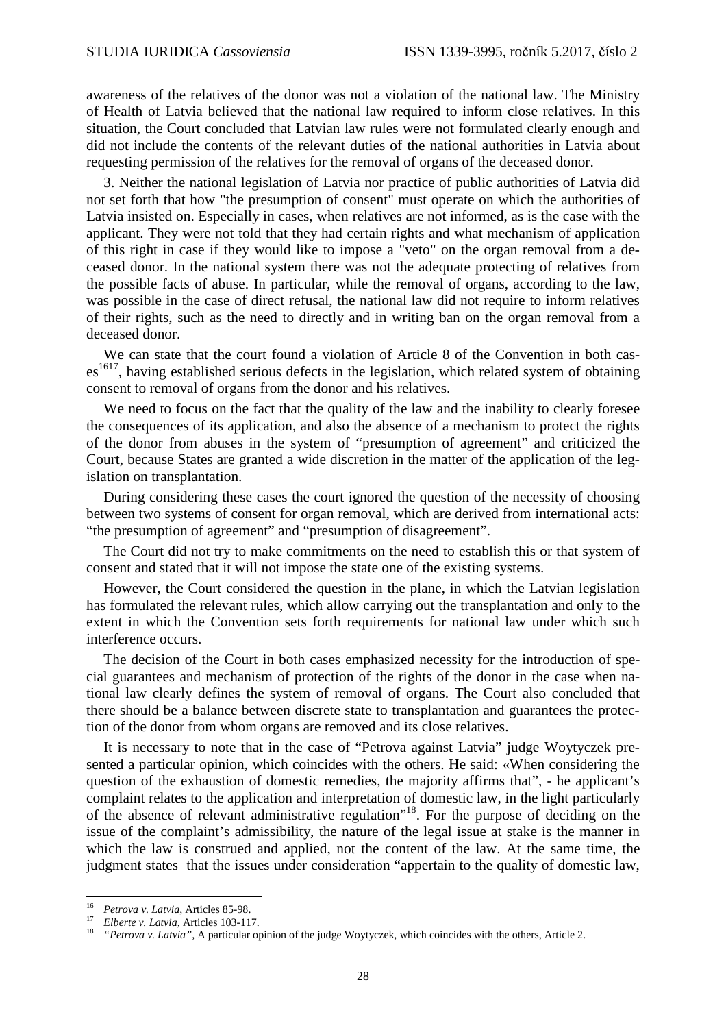awareness of the relatives of the donor was not a violation of the national law. The Ministry of Health of Latvia believed that the national law required to inform close relatives. In this situation, the Court concluded that Latvian law rules were not formulated clearly enough and did not include the contents of the relevant duties of the national authorities in Latvia about requesting permission of the relatives for the removal of organs of the deceased donor.

3. Neither the national legislation of Latvia nor practice of public authorities of Latvia did not set forth that how "the presumption of consent" must operate on which the authorities of Latvia insisted on. Especially in cases, when relatives are not informed, as is the case with the applicant. They were not told that they had certain rights and what mechanism of application of this right in case if they would like to impose a "veto" on the organ removal from a deceased donor. In the national system there was not the adequate protecting of relatives from the possible facts of abuse. In particular, while the removal of organs, according to the law, was possible in the case of direct refusal, the national law did not require to inform relatives of their rights, such as the need to directly and in writing ban on the organ removal from a deceased donor.

We can state that the court found a violation of Article 8 of the Convention in both cases[16][17], having established serious defects in the legislation, which related system of obtaining consent to removal of organs from the donor and his relatives.

We need to focus on the fact that the quality of the law and the inability to clearly foresee the consequences of its application, and also the absence of a mechanism to protect the rights of the donor from abuses in the system of "presumption of agreement" and criticized the Court, because States are granted a wide discretion in the matter of the application of the legislation on transplantation.

During considering these cases the court ignored the question of the necessity of choosing between two systems of consent for organ removal, which are derived from international acts: "the presumption of agreement" and "presumption of disagreement".

The Court did not try to make commitments on the need to establish this or that system of consent and stated that it will not impose the state one of the existing systems.

However, the Court considered the question in the plane, in which the Latvian legislation has formulated the relevant rules, which allow carrying out the transplantation and only to the extent in which the Convention sets forth requirements for national law under which such interference occurs.

The decision of the Court in both cases emphasized necessity for the introduction of special guarantees and mechanism of protection of the rights of the donor in the case when national law clearly defines the system of removal of organs. The Court also concluded that there should be a balance between discrete state to transplantation and guarantees the protection of the donor from whom organs are removed and its close relatives.

It is necessary to note that in the case of "Petrova against Latvia" judge Woytyczek presented a particular opinion, which coincides with the others. He said: «When considering the question of the exhaustion of domestic remedies, the majority affirms that", - he applicant's complaint relates to the application and interpretation of domestic law, in the light particularly of the absence of relevant administrative regulation"[18]. For the purpose of deciding on the issue of the complaint's admissibility, the nature of the legal issue at stake is the manner in which the law is construed and applied, not the content of the law. At the same time, the judgment states that the issues under consideration "appertain to the quality of domestic law,

---

[16] *Petrova v. Latvia,* Articles 85-98.

[17] *Elberte v. Latvia,* Articles 103-117.

[18] *"Petrova v. Latvia",* A particular opinion of the judge Woytyczek, which coincides with the others, Article 2.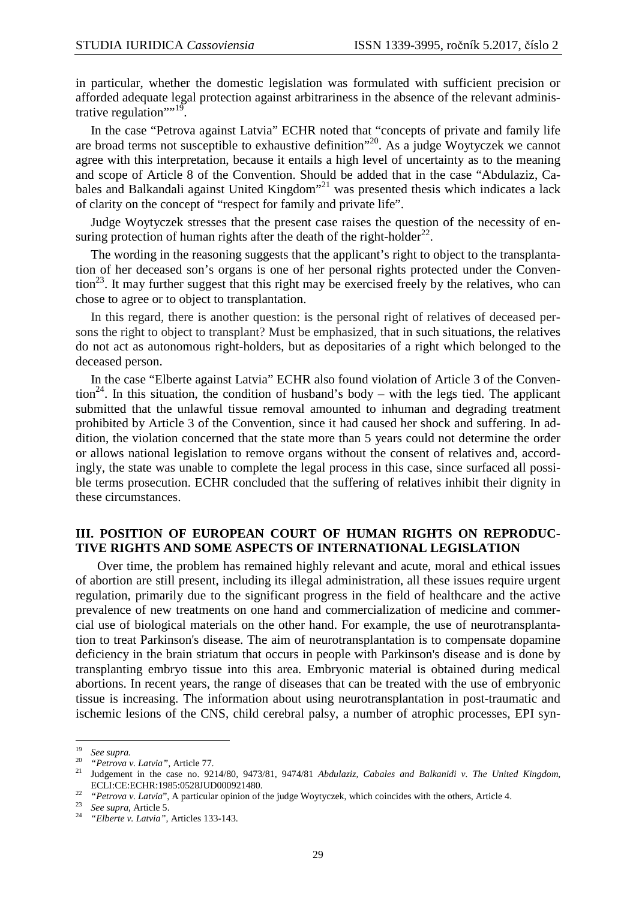in particular, whether the domestic legislation was formulated with sufficient precision or afforded adequate legal protection against arbitrariness in the absence of the relevant administrative regulation""[19].

In the case "Petrova against Latvia" ECHR noted that "concepts of private and family life are broad terms not susceptible to exhaustive definition"[20]. As a judge Woytyczek we cannot agree with this interpretation, because it entails a high level of uncertainty as to the meaning and scope of Article 8 of the Convention. Should be added that in the case "Abdulaziz, Cabales and Balkandali against United Kingdom"[21] was presented thesis which indicates a lack of clarity on the concept of "respect for family and private life".

Judge Woytyczek stresses that the present case raises the question of the necessity of ensuring protection of human rights after the death of the right-holder[22].

The wording in the reasoning suggests that the applicant's right to object to the transplantation of her deceased son's organs is one of her personal rights protected under the Convention[23]. It may further suggest that this right may be exercised freely by the relatives, who can chose to agree or to object to transplantation.

In this regard, there is another question: is the personal right of relatives of deceased persons the right to object to transplant? Must be emphasized, that in such situations, the relatives do not act as autonomous right-holders, but as depositaries of a right which belonged to the deceased person.

In the case "Elberte against Latvia" ECHR also found violation of Article 3 of the Convention[24]. In this situation, the condition of husband's body – with the legs tied. The applicant submitted that the unlawful tissue removal amounted to inhuman and degrading treatment prohibited by Article 3 of the Convention, since it had caused her shock and suffering. In addition, the violation concerned that the state more than 5 years could not determine the order or allows national legislation to remove organs without the consent of relatives and, accordingly, the state was unable to complete the legal process in this case, since surfaced all possible terms prosecution. ECHR concluded that the suffering of relatives inhibit their dignity in these circumstances.

## III. POSITION OF EUROPEAN COURT OF HUMAN RIGHTS ON REPRODUCTIVE RIGHTS AND SOME ASPECTS OF INTERNATIONAL LEGISLATION

Over time, the problem has remained highly relevant and acute, moral and ethical issues of abortion are still present, including its illegal administration, all these issues require urgent regulation, primarily due to the significant progress in the field of healthcare and the active prevalence of new treatments on one hand and commercialization of medicine and commercial use of biological materials on the other hand. For example, the use of neurotransplantation to treat Parkinson's disease. The aim of neurotransplantation is to compensate dopamine deficiency in the brain striatum that occurs in people with Parkinson's disease and is done by transplanting embryo tissue into this area. Embryonic material is obtained during medical abortions. In recent years, the range of diseases that can be treated with the use of embryonic tissue is increasing. The information about using neurotransplantation in post-traumatic and ischemic lesions of the CNS, child cerebral palsy, a number of atrophic processes, EPI syn-

---

[19] *See supra.*

[20] *"Petrova v. Latvia"*, Article 77.

[21] Judgement in the case no. 9214/80, 9473/81, 9474/81 *Abdulaziz, Cabales and Balkanidi v. The United Kingdom*, ECLI:CE:ECHR:1985:0528JUD000921480.

[22] *"Petrova v. Latvia"*, A particular opinion of the judge Woytyczek, which coincides with the others, Article 4.

[23] *See supra*, Article 5.

[24] *"Elberte v. Latvia"*, Articles 133-143.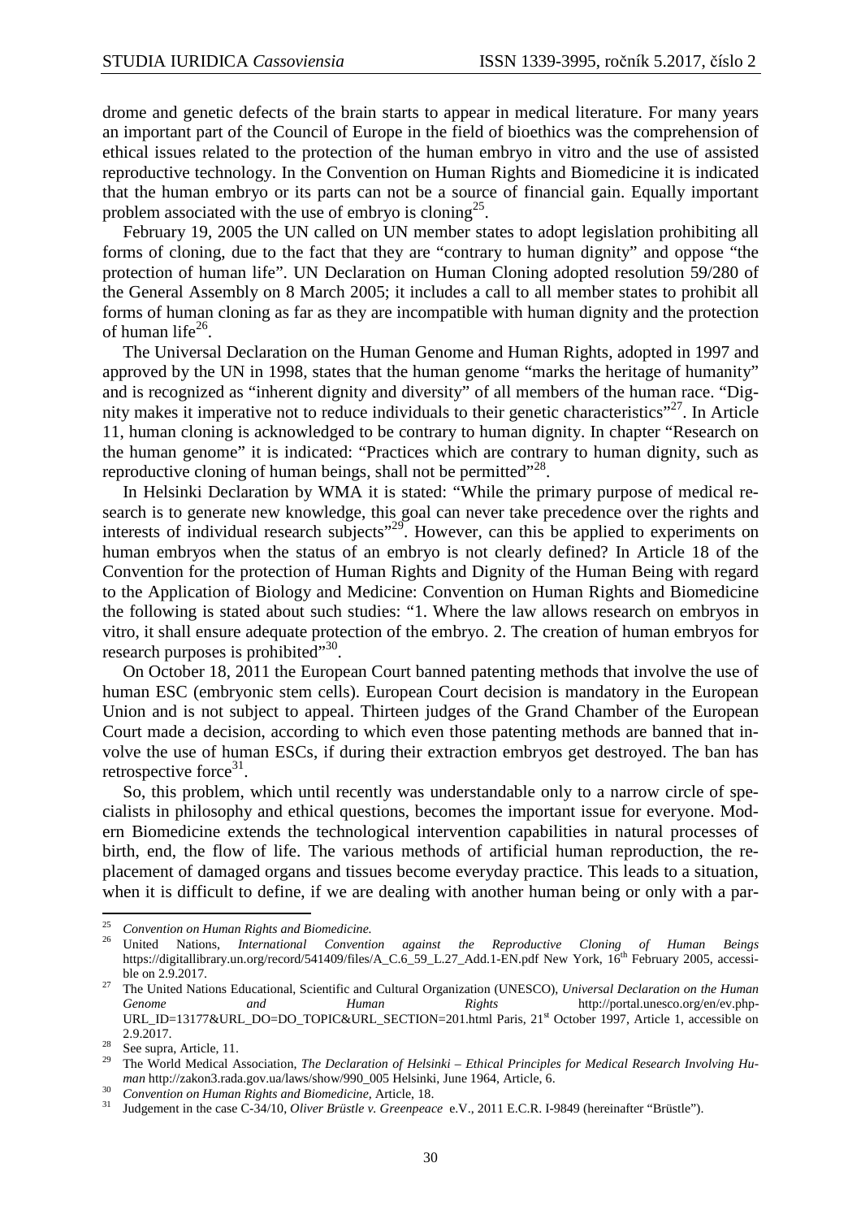drome and genetic defects of the brain starts to appear in medical literature. For many years an important part of the Council of Europe in the field of bioethics was the comprehension of ethical issues related to the protection of the human embryo in vitro and the use of assisted reproductive technology. In the Convention on Human Rights and Biomedicine it is indicated that the human embryo or its parts can not be a source of financial gain. Equally important problem associated with the use of embryo is cloning[25].

February 19, 2005 the UN called on UN member states to adopt legislation prohibiting all forms of cloning, due to the fact that they are "contrary to human dignity" and oppose "the protection of human life". UN Declaration on Human Cloning adopted resolution 59/280 of the General Assembly on 8 March 2005; it includes a call to all member states to prohibit all forms of human cloning as far as they are incompatible with human dignity and the protection of human life[26].

The Universal Declaration on the Human Genome and Human Rights, adopted in 1997 and approved by the UN in 1998, states that the human genome "marks the heritage of humanity" and is recognized as "inherent dignity and diversity" of all members of the human race. "Dignity makes it imperative not to reduce individuals to their genetic characteristics"[27]. In Article 11, human cloning is acknowledged to be contrary to human dignity. In chapter "Research on the human genome" it is indicated: "Practices which are contrary to human dignity, such as reproductive cloning of human beings, shall not be permitted"[28].

In Helsinki Declaration by WMA it is stated: "While the primary purpose of medical research is to generate new knowledge, this goal can never take precedence over the rights and interests of individual research subjects"[29]. However, can this be applied to experiments on human embryos when the status of an embryo is not clearly defined? In Article 18 of the Convention for the protection of Human Rights and Dignity of the Human Being with regard to the Application of Biology and Medicine: Convention on Human Rights and Biomedicine the following is stated about such studies: "1. Where the law allows research on embryos in vitro, it shall ensure adequate protection of the embryo. 2. The creation of human embryos for research purposes is prohibited"[30].

On October 18, 2011 the European Court banned patenting methods that involve the use of human ESC (embryonic stem cells). European Court decision is mandatory in the European Union and is not subject to appeal. Thirteen judges of the Grand Chamber of the European Court made a decision, according to which even those patenting methods are banned that involve the use of human ESCs, if during their extraction embryos get destroyed. The ban has retrospective force[31].

So, this problem, which until recently was understandable only to a narrow circle of specialists in philosophy and ethical questions, becomes the important issue for everyone. Modern Biomedicine extends the technological intervention capabilities in natural processes of birth, end, the flow of life. The various methods of artificial human reproduction, the replacement of damaged organs and tissues become everyday practice. This leads to a situation, when it is difficult to define, if we are dealing with another human being or only with a par-

---

[25] *Convention on Human Rights and Biomedicine.*

[26] United Nations, *International Convention against the Reproductive Cloning of Human Beings* https://digitallibrary.un.org/record/541409/files/A_C.6_59_L.27_Add.1-EN.pdf New York, 16th February 2005, accessible on 2.9.2017.

[27] The United Nations Educational, Scientific and Cultural Organization (UNESCO), *Universal Declaration on the Human Genome and Human Rights* http://portal.unesco.org/en/ev.php-URL_ID=13177&URL_DO=DO_TOPIC&URL_SECTION=201.html Paris, 21st October 1997, Article 1, accessible on 2.9.2017.

[28] See supra, Article, 11.

[29] The World Medical Association, *The Declaration of Helsinki – Ethical Principles for Medical Research Involving Human* http://zakon3.rada.gov.ua/laws/show/990_005 Helsinki, June 1964, Article, 6.

[30] *Convention on Human Rights and Biomedicine*, Article, 18.

[31] Judgement in the case C-34/10, *Oliver Brüstle v. Greenpeace* e.V., 2011 E.C.R. I-9849 (hereinafter "Brüstle").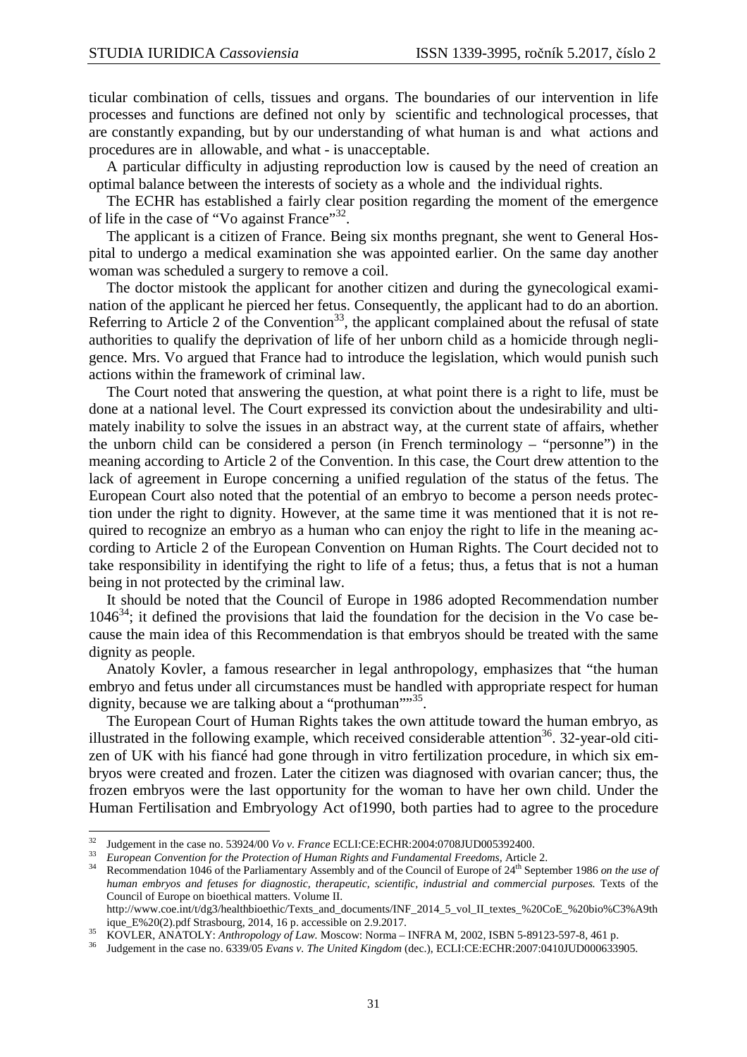ticular combination of cells, tissues and organs. The boundaries of our intervention in life processes and functions are defined not only by scientific and technological processes, that are constantly expanding, but by our understanding of what human is and what actions and procedures are in allowable, and what - is unacceptable.

A particular difficulty in adjusting reproduction low is caused by the need of creation an optimal balance between the interests of society as a whole and the individual rights.

The ECHR has established a fairly clear position regarding the moment of the emergence of life in the case of "Vo against France"[32].

The applicant is a citizen of France. Being six months pregnant, she went to General Hospital to undergo a medical examination she was appointed earlier. On the same day another woman was scheduled a surgery to remove a coil.

The doctor mistook the applicant for another citizen and during the gynecological examination of the applicant he pierced her fetus. Consequently, the applicant had to do an abortion. Referring to Article 2 of the Convention[33], the applicant complained about the refusal of state authorities to qualify the deprivation of life of her unborn child as a homicide through negligence. Mrs. Vo argued that France had to introduce the legislation, which would punish such actions within the framework of criminal law.

The Court noted that answering the question, at what point there is a right to life, must be done at a national level. The Court expressed its conviction about the undesirability and ultimately inability to solve the issues in an abstract way, at the current state of affairs, whether the unborn child can be considered a person (in French terminology – "personne") in the meaning according to Article 2 of the Convention. In this case, the Court drew attention to the lack of agreement in Europe concerning a unified regulation of the status of the fetus. The European Court also noted that the potential of an embryo to become a person needs protection under the right to dignity. However, at the same time it was mentioned that it is not required to recognize an embryo as a human who can enjoy the right to life in the meaning according to Article 2 of the European Convention on Human Rights. The Court decided not to take responsibility in identifying the right to life of a fetus; thus, a fetus that is not a human being in not protected by the criminal law.

It should be noted that the Council of Europe in 1986 adopted Recommendation number 1046[34]; it defined the provisions that laid the foundation for the decision in the Vo case because the main idea of this Recommendation is that embryos should be treated with the same dignity as people.

Anatoly Kovler, a famous researcher in legal anthropology, emphasizes that "the human embryo and fetus under all circumstances must be handled with appropriate respect for human dignity, because we are talking about a "prothuman""[35].

The European Court of Human Rights takes the own attitude toward the human embryo, as illustrated in the following example, which received considerable attention[36]. 32-year-old citizen of UK with his fiancé had gone through in vitro fertilization procedure, in which six embryos were created and frozen. Later the citizen was diagnosed with ovarian cancer; thus, the frozen embryos were the last opportunity for the woman to have her own child. Under the Human Fertilisation and Embryology Act of1990, both parties had to agree to the procedure

---

[32] Judgement in the case no. 53924/00 *Vo v. France* ECLI:CE:ECHR:2004:0708JUD005392400.

[33] *European Convention for the Protection of Human Rights and Fundamental Freedoms,* Article 2.

[34] Recommendation 1046 of the Parliamentary Assembly and of the Council of Europe of 24th September 1986 *on the use of human embryos and fetuses for diagnostic, therapeutic, scientific, industrial and commercial purposes.* Texts of the Council of Europe on bioethical matters. Volume II. http://www.coe.int/t/dg3/healthbioethic/Texts_and_documents/INF_2014_5_vol_II_textes_%20CoE_%20bio%C3%A9thique_E%20(2).pdf Strasbourg, 2014, 16 p. accessible on 2.9.2017.

[35] KOVLER, ANATOLY: *Anthropology of Law.* Moscow: Norma – INFRA M, 2002, ISBN 5-89123-597-8, 461 p.

[36] Judgement in the case no. 6339/05 *Evans v. The United Kingdom* (dec.), ECLI:CE:ECHR:2007:0410JUD000633905.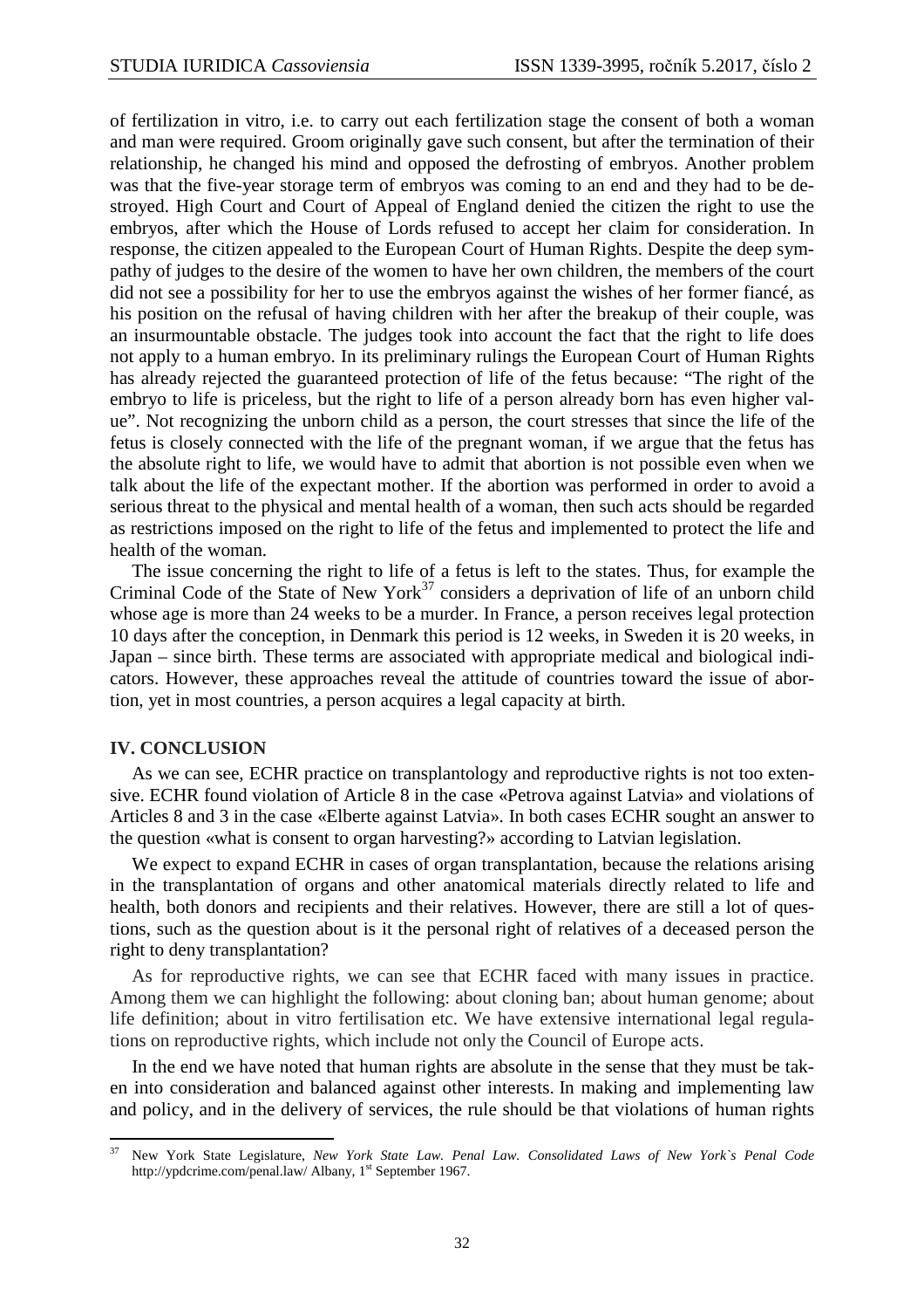of fertilization in vitro, i.e. to carry out each fertilization stage the consent of both a woman and man were required. Groom originally gave such consent, but after the termination of their relationship, he changed his mind and opposed the defrosting of embryos. Another problem was that the five-year storage term of embryos was coming to an end and they had to be destroyed. High Court and Court of Appeal of England denied the citizen the right to use the embryos, after which the House of Lords refused to accept her claim for consideration. In response, the citizen appealed to the European Court of Human Rights. Despite the deep sympathy of judges to the desire of the women to have her own children, the members of the court did not see a possibility for her to use the embryos against the wishes of her former fiancé, as his position on the refusal of having children with her after the breakup of their couple, was an insurmountable obstacle. The judges took into account the fact that the right to life does not apply to a human embryo. In its preliminary rulings the European Court of Human Rights has already rejected the guaranteed protection of life of the fetus because: "The right of the embryo to life is priceless, but the right to life of a person already born has even higher value". Not recognizing the unborn child as a person, the court stresses that since the life of the fetus is closely connected with the life of the pregnant woman, if we argue that the fetus has the absolute right to life, we would have to admit that abortion is not possible even when we talk about the life of the expectant mother. If the abortion was performed in order to avoid a serious threat to the physical and mental health of a woman, then such acts should be regarded as restrictions imposed on the right to life of the fetus and implemented to protect the life and health of the woman.

The issue concerning the right to life of a fetus is left to the states. Thus, for example the Criminal Code of the State of New York[37] considers a deprivation of life of an unborn child whose age is more than 24 weeks to be a murder. In France, a person receives legal protection 10 days after the conception, in Denmark this period is 12 weeks, in Sweden it is 20 weeks, in Japan – since birth. These terms are associated with appropriate medical and biological indicators. However, these approaches reveal the attitude of countries toward the issue of abortion, yet in most countries, a person acquires a legal capacity at birth.

## IV. CONCLUSION

As we can see, ECHR practice on transplantology and reproductive rights is not too extensive. ECHR found violation of Article 8 in the case «Petrova against Latvia» and violations of Articles 8 and 3 in the case «Elberte against Latvia». In both cases ECHR sought an answer to the question «what is consent to organ harvesting?» according to Latvian legislation.

We expect to expand ECHR in cases of organ transplantation, because the relations arising in the transplantation of organs and other anatomical materials directly related to life and health, both donors and recipients and their relatives. However, there are still a lot of questions, such as the question about is it the personal right of relatives of a deceased person the right to deny transplantation?

As for reproductive rights, we can see that ECHR faced with many issues in practice. Among them we can highlight the following: about cloning ban; about human genome; about life definition; about in vitro fertilisation etc. We have extensive international legal regulations on reproductive rights, which include not only the Council of Europe acts.

In the end we have noted that human rights are absolute in the sense that they must be taken into consideration and balanced against other interests. In making and implementing law and policy, and in the delivery of services, the rule should be that violations of human rights

---

[37] New York State Legislature, *New York State Law. Penal Law. Consolidated Laws of New York`s Penal Code* http://ypdcrime.com/penal.law/ Albany, 1st September 1967.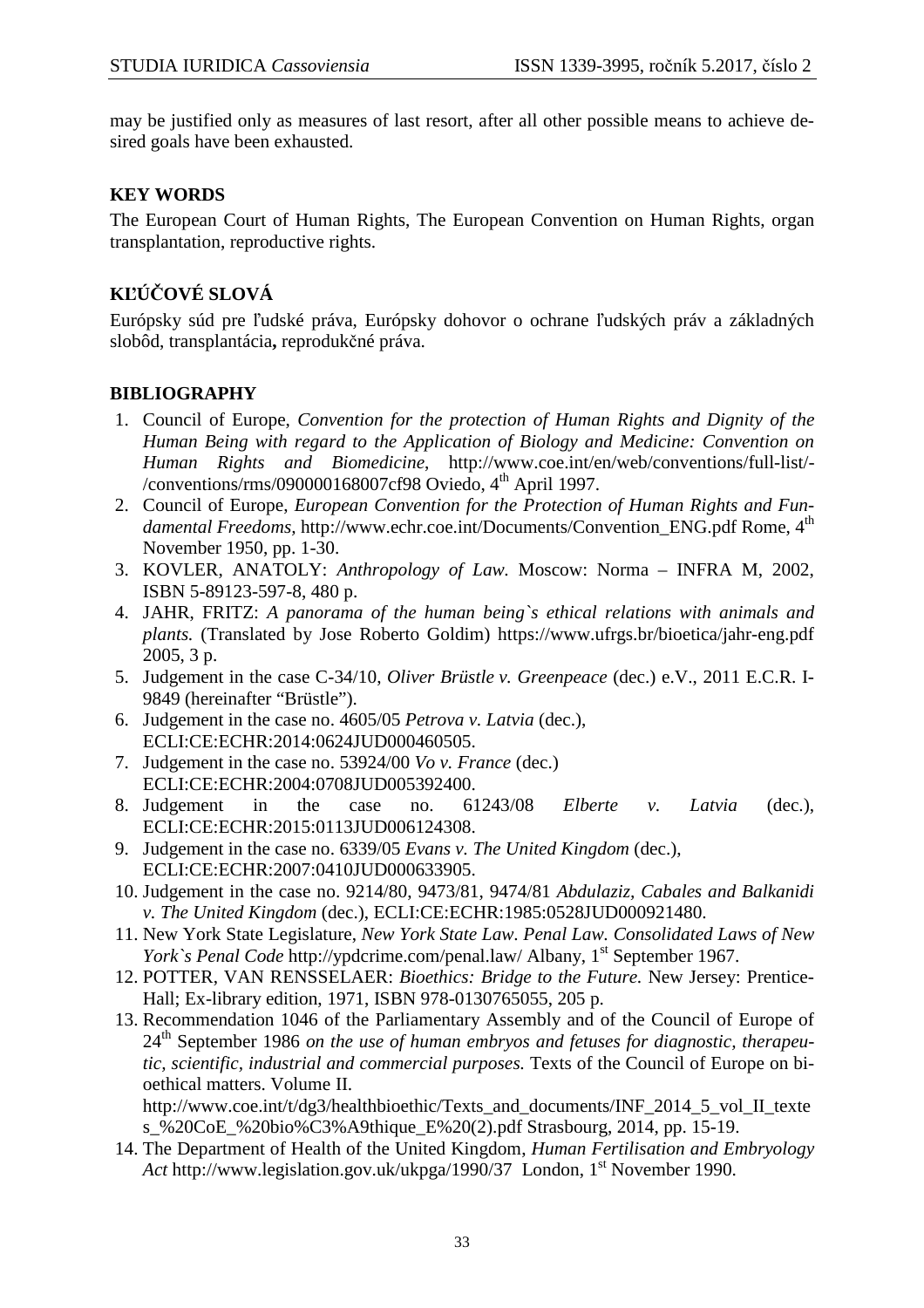may be justified only as measures of last resort, after all other possible means to achieve desired goals have been exhausted.

## KEY WORDS

The European Court of Human Rights, The European Convention on Human Rights, organ transplantation, reproductive rights.

## KĽÚČOVÉ SLOVÁ

Európsky súd pre ľudské práva, Európsky dohovor o ochrane ľudských práv a základných slobôd, transplantácia**,** reprodukčné práva.

## BIBLIOGRAPHY

1. Council of Europe, *Convention for the protection of Human Rights and Dignity of the Human Being with regard to the Application of Biology and Medicine: Convention on Human Rights and Biomedicine*, http://www.coe.int/en/web/conventions/full-list/-/conventions/rms/090000168007cf98 Oviedo, 4th April 1997.
2. Council of Europe, *European Convention for the Protection of Human Rights and Fundamental Freedoms*, http://www.echr.coe.int/Documents/Convention_ENG.pdf Rome, 4th November 1950, pp. 1-30.
3. KOVLER, ANATOLY: *Anthropology of Law.* Moscow: Norma – INFRA M, 2002, ISBN 5-89123-597-8, 480 p.
4. JAHR, FRITZ: *A panorama of the human being`s ethical relations with animals and plants.* (Translated by Jose Roberto Goldim) https://www.ufrgs.br/bioetica/jahr-eng.pdf 2005, 3 p.
5. Judgement in the case C-34/10, *Oliver Brüstle v. Greenpeace* (dec.) e.V., 2011 E.C.R. I-9849 (hereinafter "Brüstle").
6. Judgement in the case no. 4605/05 *Petrova v. Latvia* (dec.), ECLI:CE:ECHR:2014:0624JUD000460505.
7. Judgement in the case no. 53924/00 *Vo v. France* (dec.) ECLI:CE:ECHR:2004:0708JUD005392400.
8. Judgement in the case no. 61243/08 *Elberte v. Latvia* (dec.), ECLI:CE:ECHR:2015:0113JUD006124308.
9. Judgement in the case no. 6339/05 *Evans v. The United Kingdom* (dec.), ECLI:CE:ECHR:2007:0410JUD000633905.
10. Judgement in the case no. 9214/80, 9473/81, 9474/81 *Abdulaziz, Cabales and Balkanidi v. The United Kingdom* (dec.), ECLI:CE:ECHR:1985:0528JUD000921480.
11. New York State Legislature, *New York State Law. Penal Law. Consolidated Laws of New York`s Penal Code* http://ypdcrime.com/penal.law/ Albany, 1st September 1967.
12. POTTER, VAN RENSSELAER: *Bioethics: Bridge to the Future.* New Jersey: Prentice-Hall; Ex-library edition, 1971, ISBN 978-0130765055, 205 p.
13. Recommendation 1046 of the Parliamentary Assembly and of the Council of Europe of 24th September 1986 *on the use of human embryos and fetuses for diagnostic, therapeutic, scientific, industrial and commercial purposes.* Texts of the Council of Europe on bioethical matters. Volume II. http://www.coe.int/t/dg3/healthbioethic/Texts_and_documents/INF_2014_5_vol_II_textes_%20CoE_%20bio%C3%A9thique_E%20(2).pdf Strasbourg, 2014, pp. 15-19.
14. The Department of Health of the United Kingdom, *Human Fertilisation and Embryology Act* http://www.legislation.gov.uk/ukpga/1990/37 London, 1st November 1990.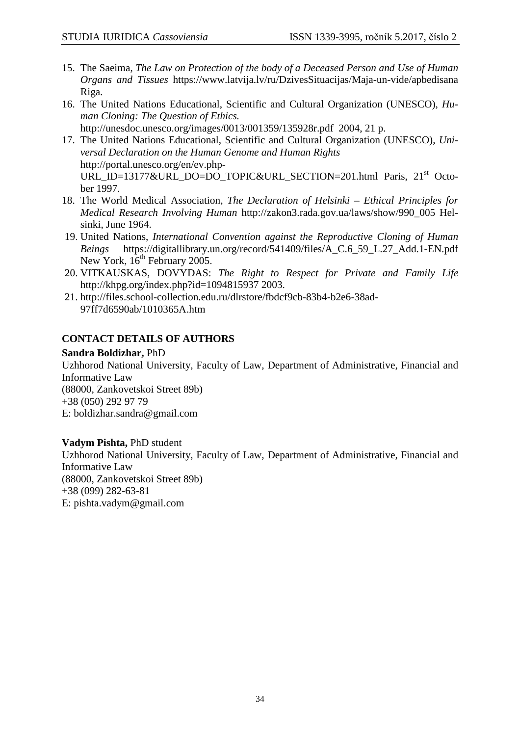15. The Saeima, *The Law on Protection of the body of a Deceased Person and Use of Human Organs and Tissues* https://www.latvija.lv/ru/DzivesSituacijas/Maja-un-vide/apbedisana Riga.
16. The United Nations Educational, Scientific and Cultural Organization (UNESCO), *Human Cloning: The Question of Ethics.* http://unesdoc.unesco.org/images/0013/001359/135928r.pdf 2004, 21 p.
17. The United Nations Educational, Scientific and Cultural Organization (UNESCO), *Universal Declaration on the Human Genome and Human Rights* http://portal.unesco.org/en/ev.php-URL_ID=13177&URL_DO=DO_TOPIC&URL_SECTION=201.html Paris, 21st October 1997.
18. The World Medical Association, *The Declaration of Helsinki – Ethical Principles for Medical Research Involving Human* http://zakon3.rada.gov.ua/laws/show/990_005 Helsinki, June 1964.
19. United Nations, *International Convention against the Reproductive Cloning of Human Beings* https://digitallibrary.un.org/record/541409/files/A_C.6_59_L.27_Add.1-EN.pdf New York, 16th February 2005.
20. VITKAUSKAS, DOVYDAS: *The Right to Respect for Private and Family Life* http://khpg.org/index.php?id=1094815937 2003.
21. http://files.school-collection.edu.ru/dlrstore/fbdcf9cb-83b4-b2e6-38ad-97ff7d6590ab/1010365A.htm

## CONTACT DETAILS OF AUTHORS

**Sandra Boldizhar,** PhD
Uzhhorod National University, Faculty of Law, Department of Administrative, Financial and Informative Law
(88000, Zankovetskoi Street 89b)
+38 (050) 292 97 79
E: boldizhar.sandra@gmail.com

**Vadym Pishta,** PhD student
Uzhhorod National University, Faculty of Law, Department of Administrative, Financial and Informative Law
(88000, Zankovetskoi Street 89b)
+38 (099) 282-63-81
E: pishta.vadym@gmail.com